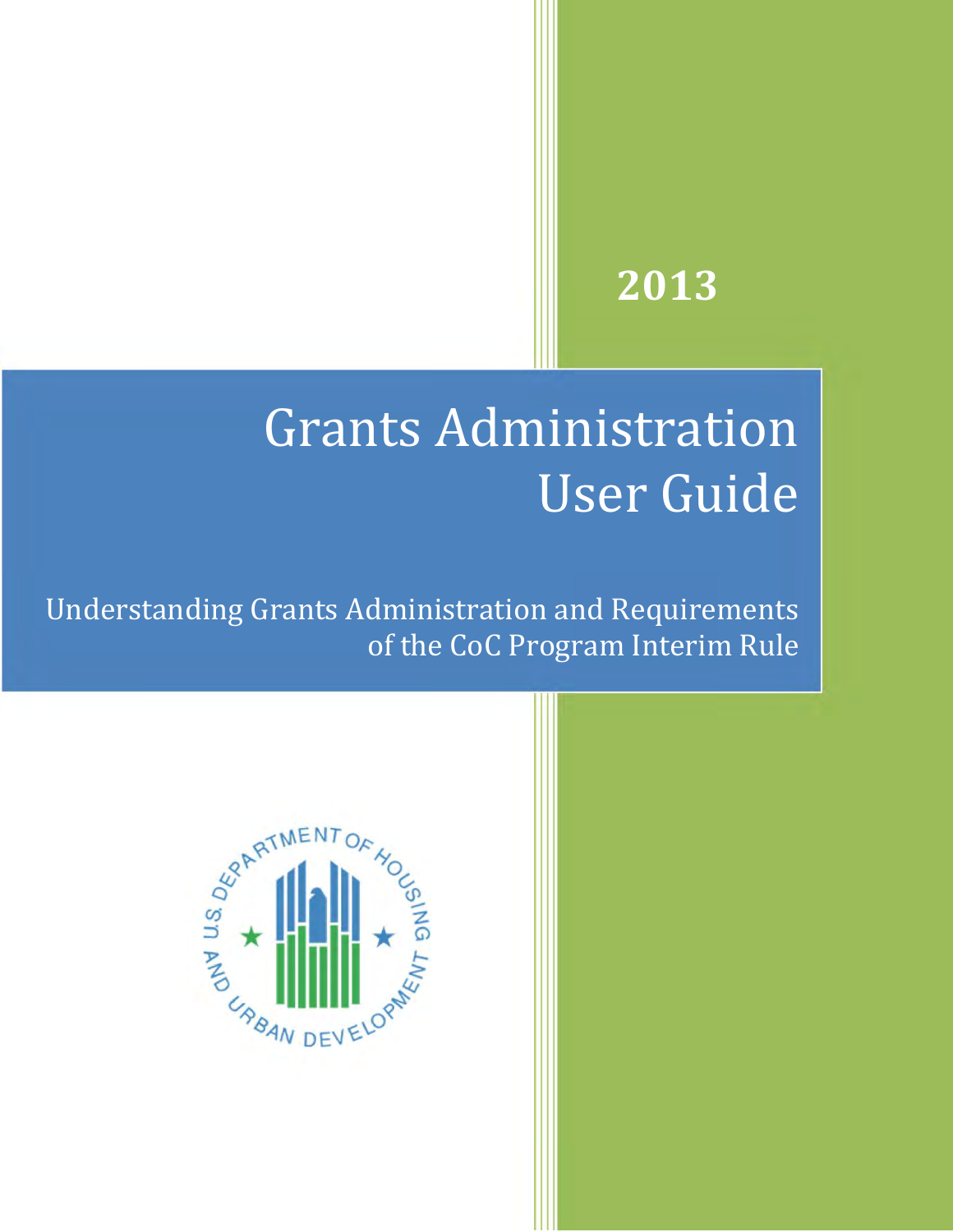2013

# Grants Administration User Guide

Understanding Grants Administration and Requirements of the CoC Program Interim Rule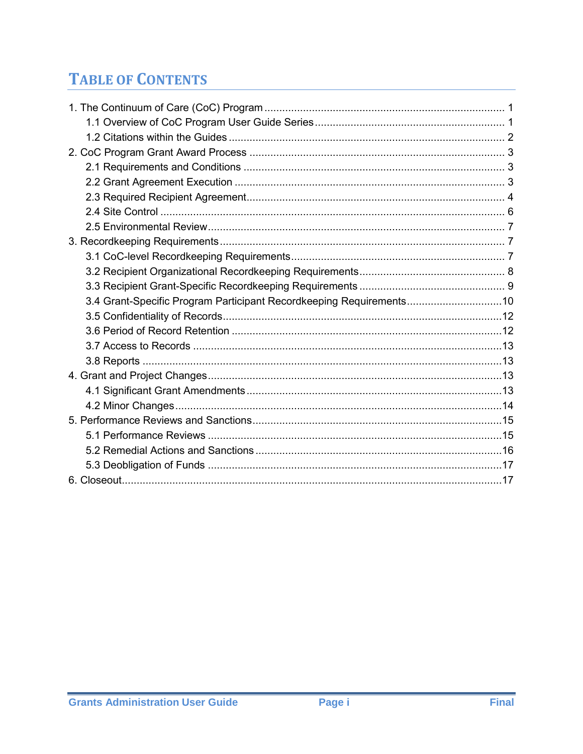# Table of Contents

1. The Continuum of Care (CoC) Program ..... 1
   - 1.1 Overview of CoC Program User Guide Series ..... 1
   - 1.2 Citations within the Guides ..... 2
2. CoC Program Grant Award Process ..... 3
   - 2.1 Requirements and Conditions ..... 3
   - 2.2 Grant Agreement Execution ..... 3
   - 2.3 Required Recipient Agreement ..... 4
   - 2.4 Site Control ..... 6
   - 2.5 Environmental Review ..... 7
3. Recordkeeping Requirements ..... 7
   - 3.1 CoC-level Recordkeeping Requirements ..... 7
   - 3.2 Recipient Organizational Recordkeeping Requirements ..... 8
   - 3.3 Recipient Grant-Specific Recordkeeping Requirements ..... 9
   - 3.4 Grant-Specific Program Participant Recordkeeping Requirements ..... 10
   - 3.5 Confidentiality of Records ..... 12
   - 3.6 Period of Record Retention ..... 12
   - 3.7 Access to Records ..... 13
   - 3.8 Reports ..... 13
4. Grant and Project Changes ..... 13
   - 4.1 Significant Grant Amendments ..... 13
   - 4.2 Minor Changes ..... 14
5. Performance Reviews and Sanctions ..... 15
   - 5.1 Performance Reviews ..... 15
   - 5.2 Remedial Actions and Sanctions ..... 16
   - 5.3 Deobligation of Funds ..... 17
6. Closeout ..... 17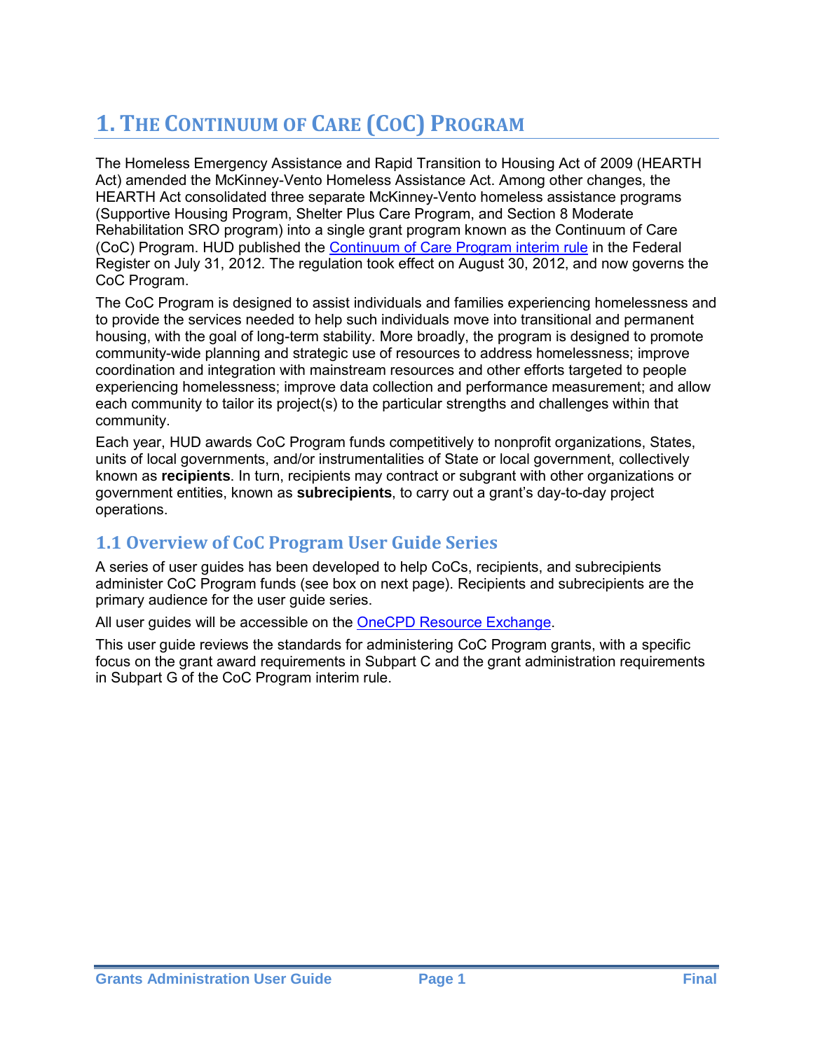# 1. The Continuum of Care (CoC) Program

The Homeless Emergency Assistance and Rapid Transition to Housing Act of 2009 (HEARTH Act) amended the McKinney-Vento Homeless Assistance Act. Among other changes, the HEARTH Act consolidated three separate McKinney-Vento homeless assistance programs (Supportive Housing Program, Shelter Plus Care Program, and Section 8 Moderate Rehabilitation SRO program) into a single grant program known as the Continuum of Care (CoC) Program. HUD published the Continuum of Care Program interim rule in the Federal Register on July 31, 2012. The regulation took effect on August 30, 2012, and now governs the CoC Program.

The CoC Program is designed to assist individuals and families experiencing homelessness and to provide the services needed to help such individuals move into transitional and permanent housing, with the goal of long-term stability. More broadly, the program is designed to promote community-wide planning and strategic use of resources to address homelessness; improve coordination and integration with mainstream resources and other efforts targeted to people experiencing homelessness; improve data collection and performance measurement; and allow each community to tailor its project(s) to the particular strengths and challenges within that community.

Each year, HUD awards CoC Program funds competitively to nonprofit organizations, States, units of local governments, and/or instrumentalities of State or local government, collectively known as **recipients**. In turn, recipients may contract or subgrant with other organizations or government entities, known as **subrecipients**, to carry out a grant's day-to-day project operations.

## 1.1 Overview of CoC Program User Guide Series

A series of user guides has been developed to help CoCs, recipients, and subrecipients administer CoC Program funds (see box on next page). Recipients and subrecipients are the primary audience for the user guide series.

All user guides will be accessible on the OneCPD Resource Exchange.

This user guide reviews the standards for administering CoC Program grants, with a specific focus on the grant award requirements in Subpart C and the grant administration requirements in Subpart G of the CoC Program interim rule.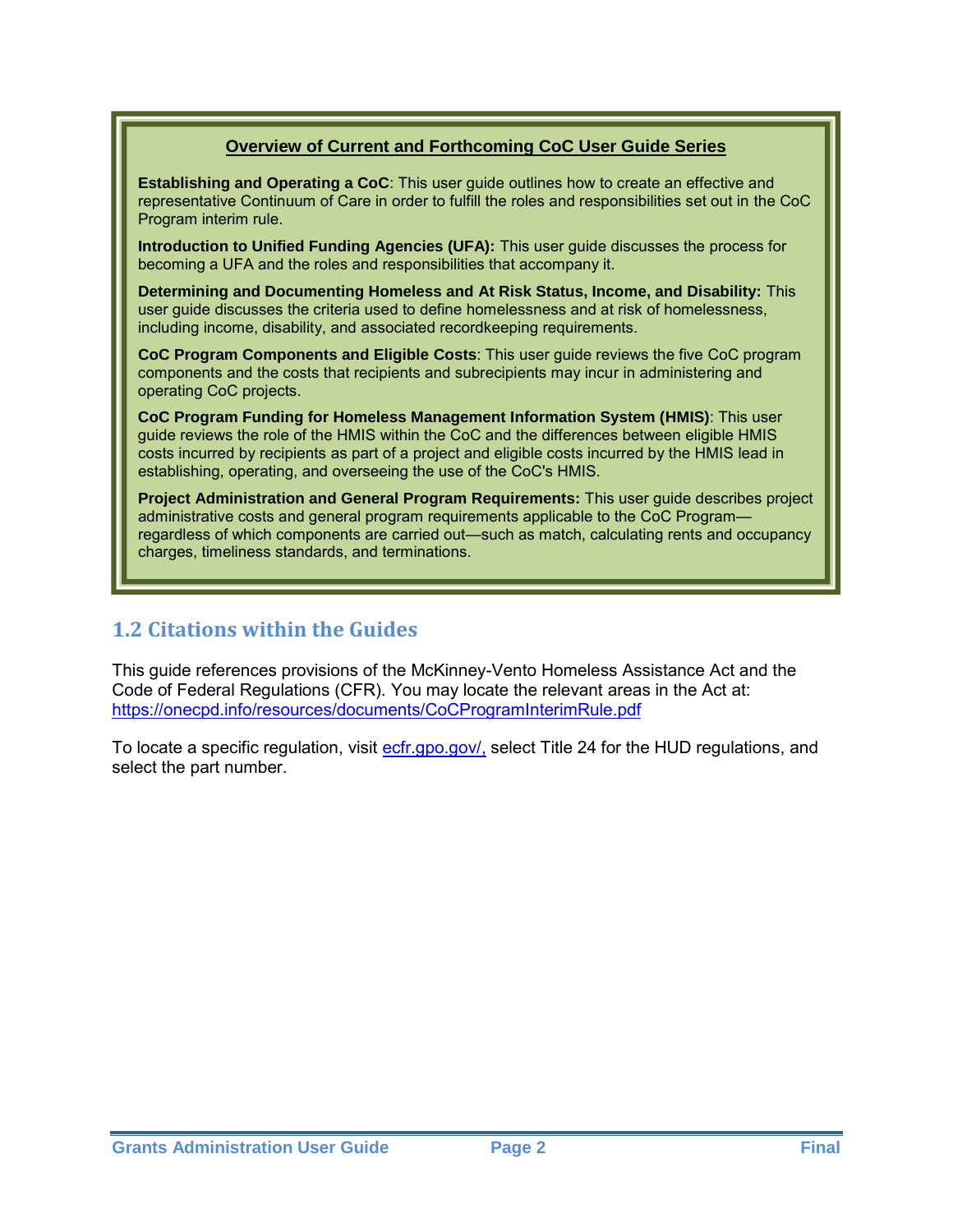**Overview of Current and Forthcoming CoC User Guide Series**

**Establishing and Operating a CoC**: This user guide outlines how to create an effective and representative Continuum of Care in order to fulfill the roles and responsibilities set out in the CoC Program interim rule.

**Introduction to Unified Funding Agencies (UFA):** This user guide discusses the process for becoming a UFA and the roles and responsibilities that accompany it.

**Determining and Documenting Homeless and At Risk Status, Income, and Disability:** This user guide discusses the criteria used to define homelessness and at risk of homelessness, including income, disability, and associated recordkeeping requirements.

**CoC Program Components and Eligible Costs**: This user guide reviews the five CoC program components and the costs that recipients and subrecipients may incur in administering and operating CoC projects.

**CoC Program Funding for Homeless Management Information System (HMIS)**: This user guide reviews the role of the HMIS within the CoC and the differences between eligible HMIS costs incurred by recipients as part of a project and eligible costs incurred by the HMIS lead in establishing, operating, and overseeing the use of the CoC's HMIS.

**Project Administration and General Program Requirements:** This user guide describes project administrative costs and general program requirements applicable to the CoC Program—regardless of which components are carried out—such as match, calculating rents and occupancy charges, timeliness standards, and terminations.

## 1.2 Citations within the Guides

This guide references provisions of the McKinney-Vento Homeless Assistance Act and the Code of Federal Regulations (CFR). You may locate the relevant areas in the Act at: https://onecpd.info/resources/documents/CoCProgramInterimRule.pdf

To locate a specific regulation, visit ecfr.gpo.gov/, select Title 24 for the HUD regulations, and select the part number.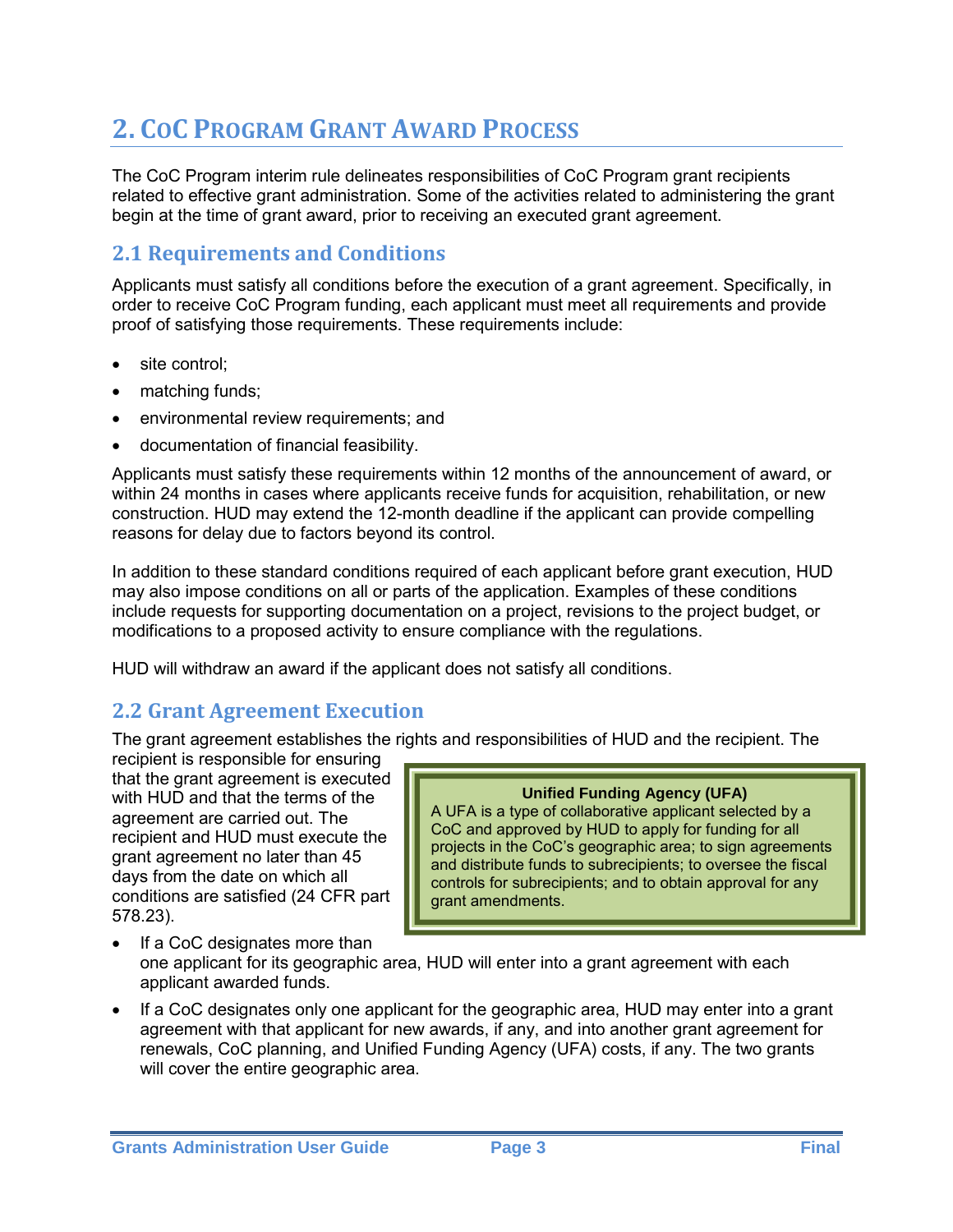# 2. CoC Program Grant Award Process

The CoC Program interim rule delineates responsibilities of CoC Program grant recipients related to effective grant administration. Some of the activities related to administering the grant begin at the time of grant award, prior to receiving an executed grant agreement.

## 2.1 Requirements and Conditions

Applicants must satisfy all conditions before the execution of a grant agreement. Specifically, in order to receive CoC Program funding, each applicant must meet all requirements and provide proof of satisfying those requirements. These requirements include:

- site control;
- matching funds;
- environmental review requirements; and
- documentation of financial feasibility.

Applicants must satisfy these requirements within 12 months of the announcement of award, or within 24 months in cases where applicants receive funds for acquisition, rehabilitation, or new construction. HUD may extend the 12-month deadline if the applicant can provide compelling reasons for delay due to factors beyond its control.

In addition to these standard conditions required of each applicant before grant execution, HUD may also impose conditions on all or parts of the application. Examples of these conditions include requests for supporting documentation on a project, revisions to the project budget, or modifications to a proposed activity to ensure compliance with the regulations.

HUD will withdraw an award if the applicant does not satisfy all conditions.

## 2.2 Grant Agreement Execution

The grant agreement establishes the rights and responsibilities of HUD and the recipient. The recipient is responsible for ensuring that the grant agreement is executed with HUD and that the terms of the agreement are carried out. The recipient and HUD must execute the grant agreement no later than 45 days from the date on which all conditions are satisfied (24 CFR part 578.23).

> **Unified Funding Agency (UFA)**
>
> A UFA is a type of collaborative applicant selected by a CoC and approved by HUD to apply for funding for all projects in the CoC's geographic area; to sign agreements and distribute funds to subrecipients; to oversee the fiscal controls for subrecipients; and to obtain approval for any grant amendments.

- If a CoC designates more than one applicant for its geographic area, HUD will enter into a grant agreement with each applicant awarded funds.
- If a CoC designates only one applicant for the geographic area, HUD may enter into a grant agreement with that applicant for new awards, if any, and into another grant agreement for renewals, CoC planning, and Unified Funding Agency (UFA) costs, if any. The two grants will cover the entire geographic area.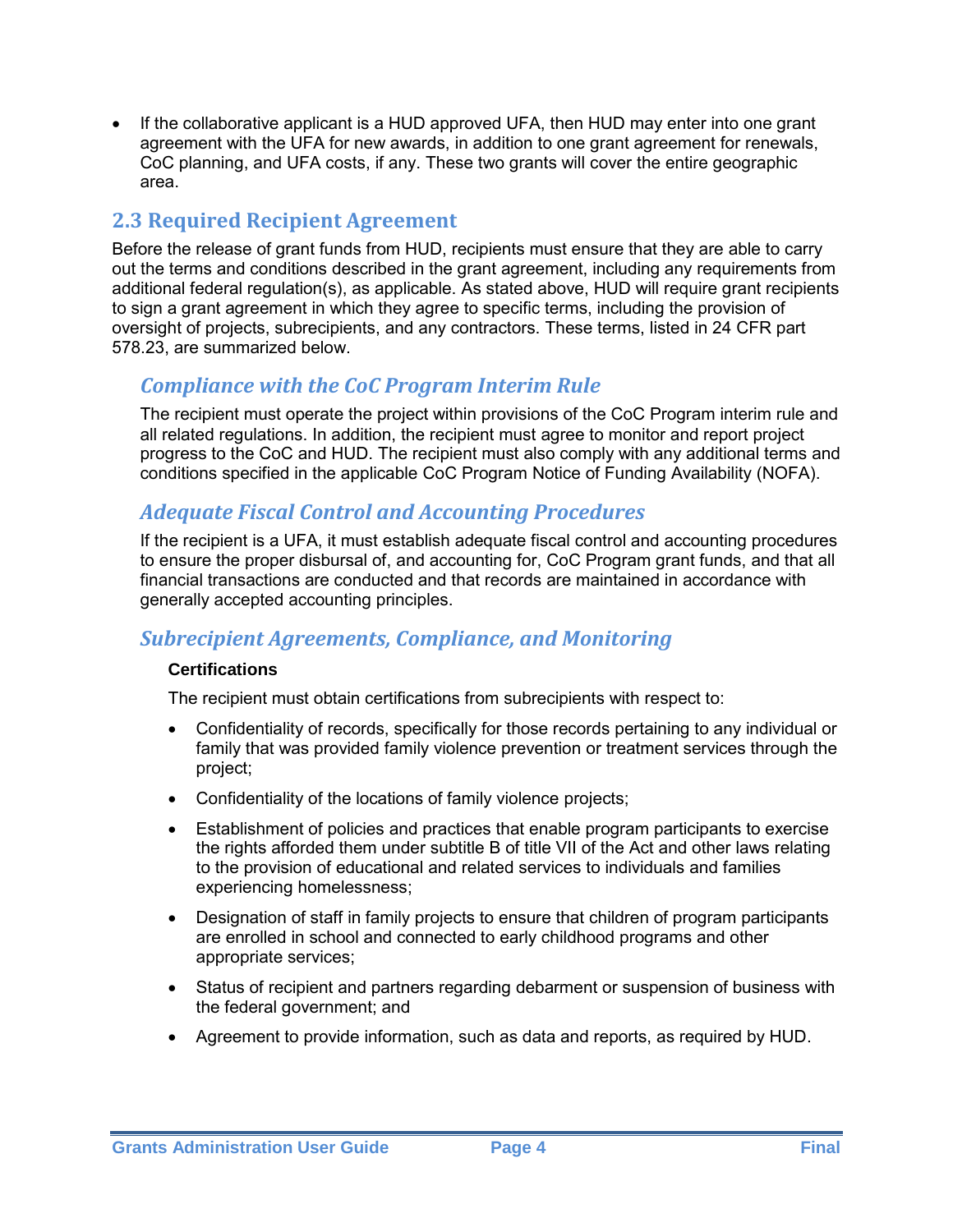- If the collaborative applicant is a HUD approved UFA, then HUD may enter into one grant agreement with the UFA for new awards, in addition to one grant agreement for renewals, CoC planning, and UFA costs, if any. These two grants will cover the entire geographic area.

## 2.3 Required Recipient Agreement

Before the release of grant funds from HUD, recipients must ensure that they are able to carry out the terms and conditions described in the grant agreement, including any requirements from additional federal regulation(s), as applicable. As stated above, HUD will require grant recipients to sign a grant agreement in which they agree to specific terms, including the provision of oversight of projects, subrecipients, and any contractors. These terms, listed in 24 CFR part 578.23, are summarized below.

### *Compliance with the CoC Program Interim Rule*

The recipient must operate the project within provisions of the CoC Program interim rule and all related regulations. In addition, the recipient must agree to monitor and report project progress to the CoC and HUD. The recipient must also comply with any additional terms and conditions specified in the applicable CoC Program Notice of Funding Availability (NOFA).

### *Adequate Fiscal Control and Accounting Procedures*

If the recipient is a UFA, it must establish adequate fiscal control and accounting procedures to ensure the proper disbursal of, and accounting for, CoC Program grant funds, and that all financial transactions are conducted and that records are maintained in accordance with generally accepted accounting principles.

### *Subrecipient Agreements, Compliance, and Monitoring*

#### Certifications

The recipient must obtain certifications from subrecipients with respect to:

- Confidentiality of records, specifically for those records pertaining to any individual or family that was provided family violence prevention or treatment services through the project;
- Confidentiality of the locations of family violence projects;
- Establishment of policies and practices that enable program participants to exercise the rights afforded them under subtitle B of title VII of the Act and other laws relating to the provision of educational and related services to individuals and families experiencing homelessness;
- Designation of staff in family projects to ensure that children of program participants are enrolled in school and connected to early childhood programs and other appropriate services;
- Status of recipient and partners regarding debarment or suspension of business with the federal government; and
- Agreement to provide information, such as data and reports, as required by HUD.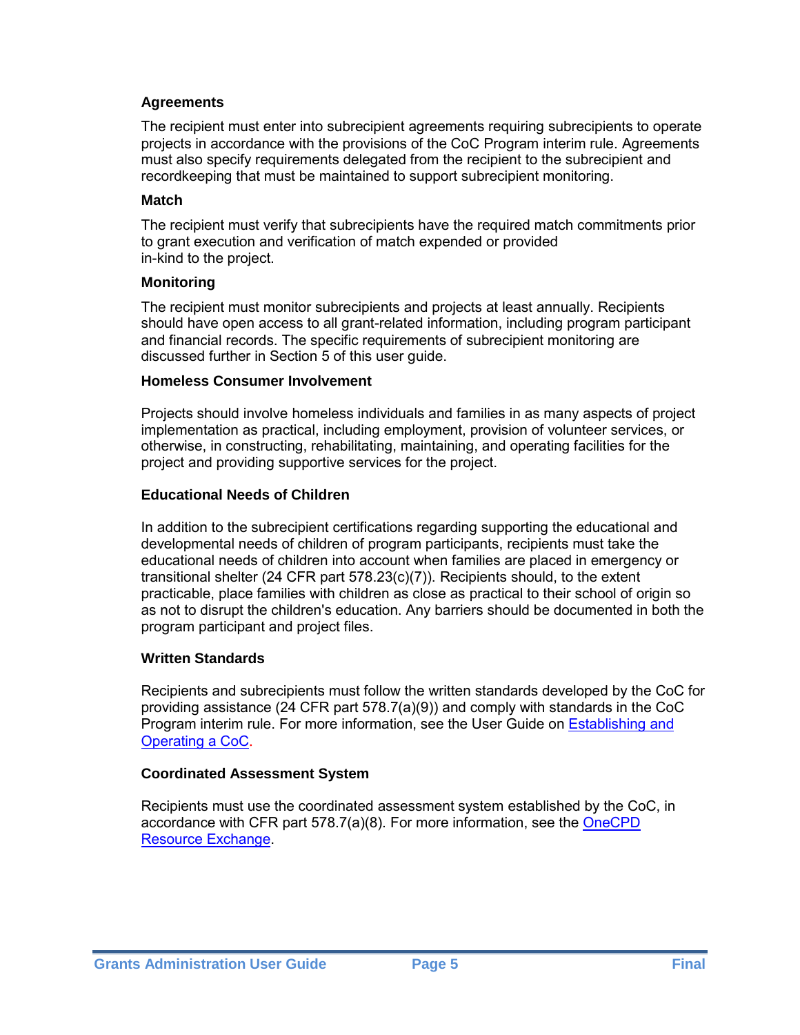### Agreements

The recipient must enter into subrecipient agreements requiring subrecipients to operate projects in accordance with the provisions of the CoC Program interim rule. Agreements must also specify requirements delegated from the recipient to the subrecipient and recordkeeping that must be maintained to support subrecipient monitoring.

### Match

The recipient must verify that subrecipients have the required match commitments prior to grant execution and verification of match expended or provided in-kind to the project.

### Monitoring

The recipient must monitor subrecipients and projects at least annually. Recipients should have open access to all grant-related information, including program participant and financial records. The specific requirements of subrecipient monitoring are discussed further in Section 5 of this user guide.

### Homeless Consumer Involvement

Projects should involve homeless individuals and families in as many aspects of project implementation as practical, including employment, provision of volunteer services, or otherwise, in constructing, rehabilitating, maintaining, and operating facilities for the project and providing supportive services for the project.

### Educational Needs of Children

In addition to the subrecipient certifications regarding supporting the educational and developmental needs of children of program participants, recipients must take the educational needs of children into account when families are placed in emergency or transitional shelter (24 CFR part 578.23(c)(7)). Recipients should, to the extent practicable, place families with children as close as practical to their school of origin so as not to disrupt the children's education. Any barriers should be documented in both the program participant and project files.

### Written Standards

Recipients and subrecipients must follow the written standards developed by the CoC for providing assistance (24 CFR part 578.7(a)(9)) and comply with standards in the CoC Program interim rule. For more information, see the User Guide on Establishing and Operating a CoC.

### Coordinated Assessment System

Recipients must use the coordinated assessment system established by the CoC, in accordance with CFR part 578.7(a)(8). For more information, see the OneCPD Resource Exchange.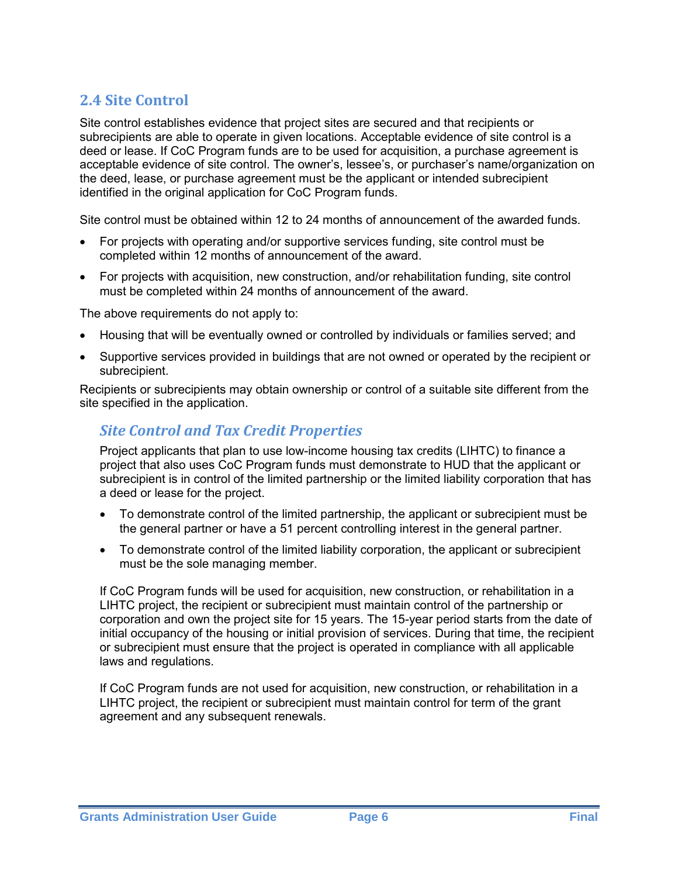## 2.4 Site Control

Site control establishes evidence that project sites are secured and that recipients or subrecipients are able to operate in given locations. Acceptable evidence of site control is a deed or lease. If CoC Program funds are to be used for acquisition, a purchase agreement is acceptable evidence of site control. The owner's, lessee's, or purchaser's name/organization on the deed, lease, or purchase agreement must be the applicant or intended subrecipient identified in the original application for CoC Program funds.

Site control must be obtained within 12 to 24 months of announcement of the awarded funds.

- For projects with operating and/or supportive services funding, site control must be completed within 12 months of announcement of the award.
- For projects with acquisition, new construction, and/or rehabilitation funding, site control must be completed within 24 months of announcement of the award.

The above requirements do not apply to:

- Housing that will be eventually owned or controlled by individuals or families served; and
- Supportive services provided in buildings that are not owned or operated by the recipient or subrecipient.

Recipients or subrecipients may obtain ownership or control of a suitable site different from the site specified in the application.

### *Site Control and Tax Credit Properties*

Project applicants that plan to use low-income housing tax credits (LIHTC) to finance a project that also uses CoC Program funds must demonstrate to HUD that the applicant or subrecipient is in control of the limited partnership or the limited liability corporation that has a deed or lease for the project.

- To demonstrate control of the limited partnership, the applicant or subrecipient must be the general partner or have a 51 percent controlling interest in the general partner.
- To demonstrate control of the limited liability corporation, the applicant or subrecipient must be the sole managing member.

If CoC Program funds will be used for acquisition, new construction, or rehabilitation in a LIHTC project, the recipient or subrecipient must maintain control of the partnership or corporation and own the project site for 15 years. The 15-year period starts from the date of initial occupancy of the housing or initial provision of services. During that time, the recipient or subrecipient must ensure that the project is operated in compliance with all applicable laws and regulations.

If CoC Program funds are not used for acquisition, new construction, or rehabilitation in a LIHTC project, the recipient or subrecipient must maintain control for term of the grant agreement and any subsequent renewals.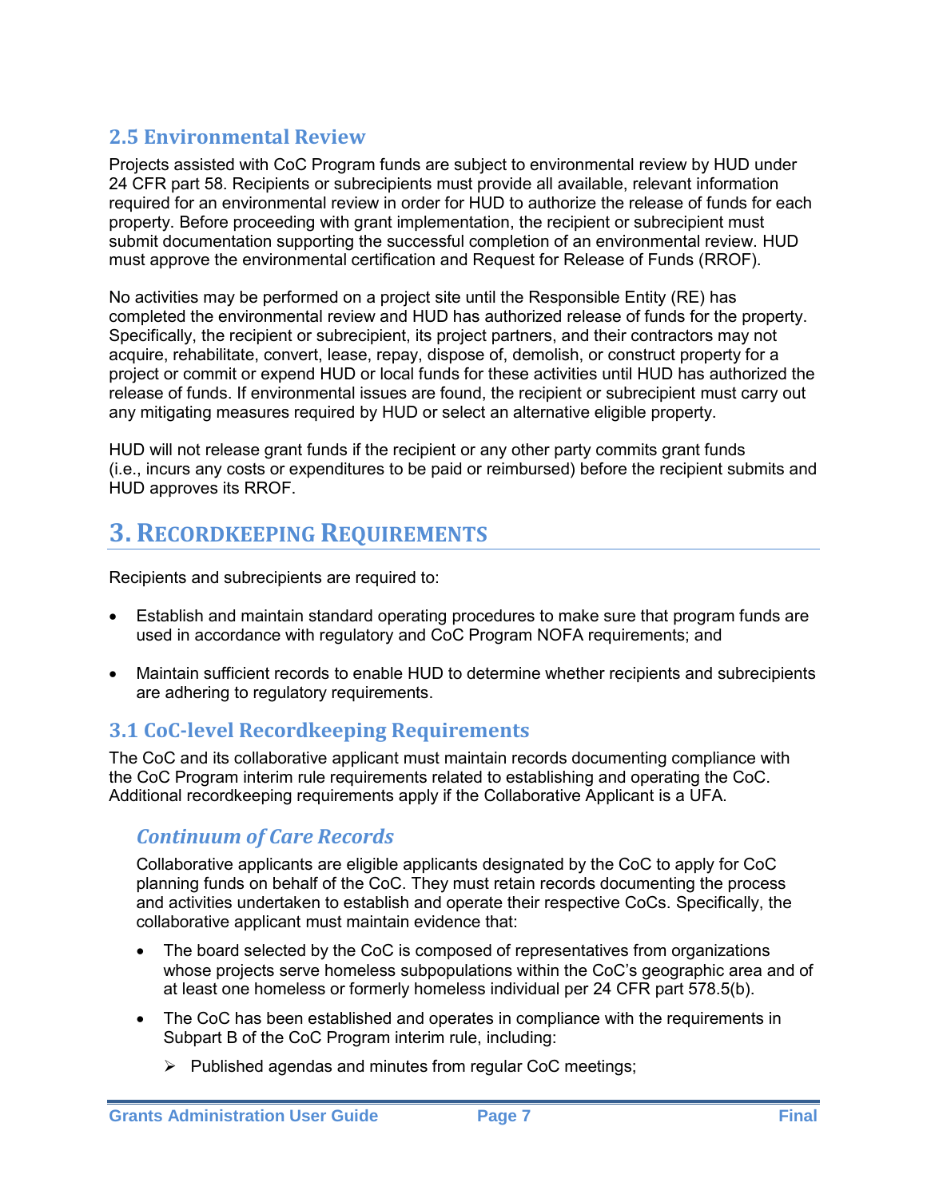## 2.5 Environmental Review

Projects assisted with CoC Program funds are subject to environmental review by HUD under 24 CFR part 58. Recipients or subrecipients must provide all available, relevant information required for an environmental review in order for HUD to authorize the release of funds for each property. Before proceeding with grant implementation, the recipient or subrecipient must submit documentation supporting the successful completion of an environmental review. HUD must approve the environmental certification and Request for Release of Funds (RROF).

No activities may be performed on a project site until the Responsible Entity (RE) has completed the environmental review and HUD has authorized release of funds for the property. Specifically, the recipient or subrecipient, its project partners, and their contractors may not acquire, rehabilitate, convert, lease, repay, dispose of, demolish, or construct property for a project or commit or expend HUD or local funds for these activities until HUD has authorized the release of funds. If environmental issues are found, the recipient or subrecipient must carry out any mitigating measures required by HUD or select an alternative eligible property.

HUD will not release grant funds if the recipient or any other party commits grant funds (i.e., incurs any costs or expenditures to be paid or reimbursed) before the recipient submits and HUD approves its RROF.

# 3. Recordkeeping Requirements

Recipients and subrecipients are required to:

- Establish and maintain standard operating procedures to make sure that program funds are used in accordance with regulatory and CoC Program NOFA requirements; and
- Maintain sufficient records to enable HUD to determine whether recipients and subrecipients are adhering to regulatory requirements.

## 3.1 CoC-level Recordkeeping Requirements

The CoC and its collaborative applicant must maintain records documenting compliance with the CoC Program interim rule requirements related to establishing and operating the CoC. Additional recordkeeping requirements apply if the Collaborative Applicant is a UFA.

### *Continuum of Care Records*

Collaborative applicants are eligible applicants designated by the CoC to apply for CoC planning funds on behalf of the CoC. They must retain records documenting the process and activities undertaken to establish and operate their respective CoCs. Specifically, the collaborative applicant must maintain evidence that:

- The board selected by the CoC is composed of representatives from organizations whose projects serve homeless subpopulations within the CoC's geographic area and of at least one homeless or formerly homeless individual per 24 CFR part 578.5(b).
- The CoC has been established and operates in compliance with the requirements in Subpart B of the CoC Program interim rule, including:
  - Published agendas and minutes from regular CoC meetings;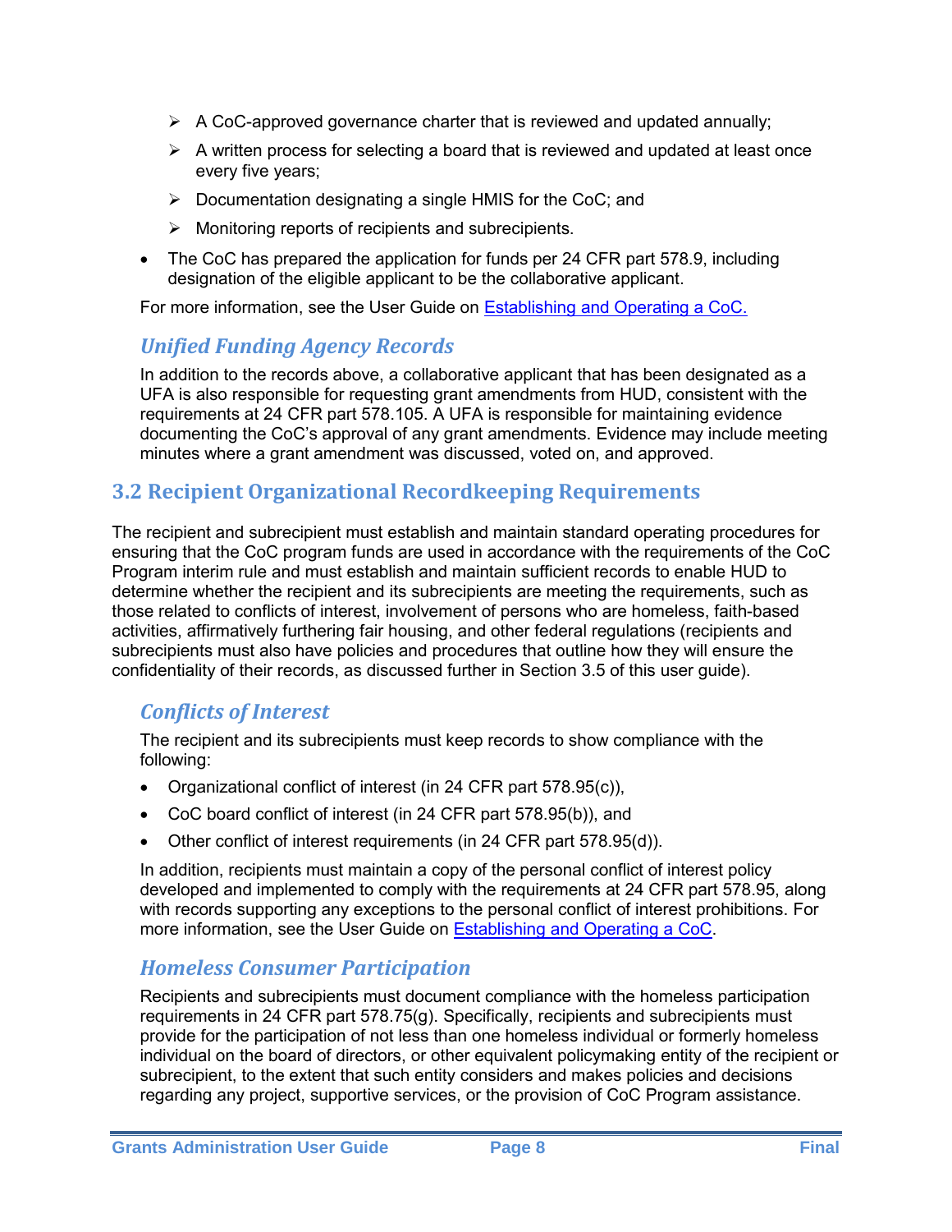- A CoC-approved governance charter that is reviewed and updated annually;
  - A written process for selecting a board that is reviewed and updated at least once every five years;
  - Documentation designating a single HMIS for the CoC; and
  - Monitoring reports of recipients and subrecipients.
- The CoC has prepared the application for funds per 24 CFR part 578.9, including designation of the eligible applicant to be the collaborative applicant.

For more information, see the User Guide on [Establishing and Operating a CoC.](#)

### *Unified Funding Agency Records*

In addition to the records above, a collaborative applicant that has been designated as a UFA is also responsible for requesting grant amendments from HUD, consistent with the requirements at 24 CFR part 578.105. A UFA is responsible for maintaining evidence documenting the CoC's approval of any grant amendments. Evidence may include meeting minutes where a grant amendment was discussed, voted on, and approved.

## 3.2 Recipient Organizational Recordkeeping Requirements

The recipient and subrecipient must establish and maintain standard operating procedures for ensuring that the CoC program funds are used in accordance with the requirements of the CoC Program interim rule and must establish and maintain sufficient records to enable HUD to determine whether the recipient and its subrecipients are meeting the requirements, such as those related to conflicts of interest, involvement of persons who are homeless, faith-based activities, affirmatively furthering fair housing, and other federal regulations (recipients and subrecipients must also have policies and procedures that outline how they will ensure the confidentiality of their records, as discussed further in Section 3.5 of this user guide).

### *Conflicts of Interest*

The recipient and its subrecipients must keep records to show compliance with the following:

- Organizational conflict of interest (in 24 CFR part 578.95(c)),
- CoC board conflict of interest (in 24 CFR part 578.95(b)), and
- Other conflict of interest requirements (in 24 CFR part 578.95(d)).

In addition, recipients must maintain a copy of the personal conflict of interest policy developed and implemented to comply with the requirements at 24 CFR part 578.95, along with records supporting any exceptions to the personal conflict of interest prohibitions. For more information, see the User Guide on [Establishing and Operating a CoC](#).

### *Homeless Consumer Participation*

Recipients and subrecipients must document compliance with the homeless participation requirements in 24 CFR part 578.75(g). Specifically, recipients and subrecipients must provide for the participation of not less than one homeless individual or formerly homeless individual on the board of directors, or other equivalent policymaking entity of the recipient or subrecipient, to the extent that such entity considers and makes policies and decisions regarding any project, supportive services, or the provision of CoC Program assistance.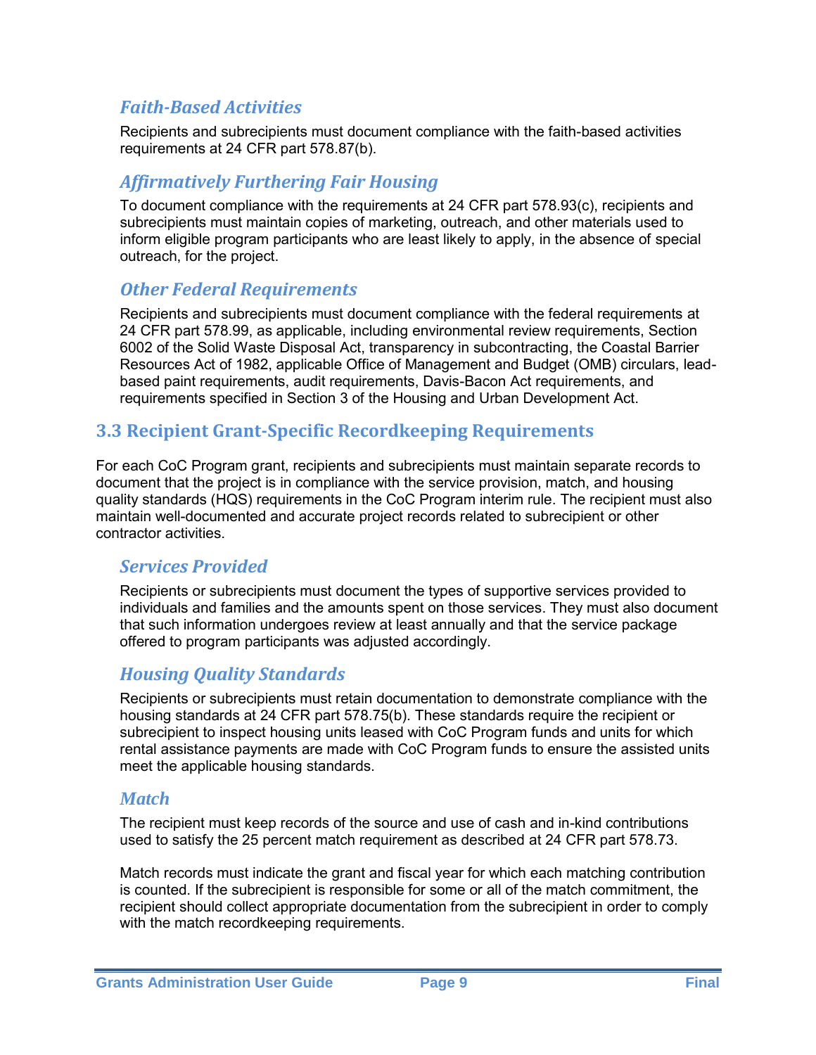### *Faith-Based Activities*

Recipients and subrecipients must document compliance with the faith-based activities requirements at 24 CFR part 578.87(b).

### *Affirmatively Furthering Fair Housing*

To document compliance with the requirements at 24 CFR part 578.93(c), recipients and subrecipients must maintain copies of marketing, outreach, and other materials used to inform eligible program participants who are least likely to apply, in the absence of special outreach, for the project.

### *Other Federal Requirements*

Recipients and subrecipients must document compliance with the federal requirements at 24 CFR part 578.99, as applicable, including environmental review requirements, Section 6002 of the Solid Waste Disposal Act, transparency in subcontracting, the Coastal Barrier Resources Act of 1982, applicable Office of Management and Budget (OMB) circulars, lead-based paint requirements, audit requirements, Davis-Bacon Act requirements, and requirements specified in Section 3 of the Housing and Urban Development Act.

## 3.3 Recipient Grant-Specific Recordkeeping Requirements

For each CoC Program grant, recipients and subrecipients must maintain separate records to document that the project is in compliance with the service provision, match, and housing quality standards (HQS) requirements in the CoC Program interim rule. The recipient must also maintain well-documented and accurate project records related to subrecipient or other contractor activities.

### *Services Provided*

Recipients or subrecipients must document the types of supportive services provided to individuals and families and the amounts spent on those services. They must also document that such information undergoes review at least annually and that the service package offered to program participants was adjusted accordingly.

### *Housing Quality Standards*

Recipients or subrecipients must retain documentation to demonstrate compliance with the housing standards at 24 CFR part 578.75(b). These standards require the recipient or subrecipient to inspect housing units leased with CoC Program funds and units for which rental assistance payments are made with CoC Program funds to ensure the assisted units meet the applicable housing standards.

### *Match*

The recipient must keep records of the source and use of cash and in-kind contributions used to satisfy the 25 percent match requirement as described at 24 CFR part 578.73.

Match records must indicate the grant and fiscal year for which each matching contribution is counted. If the subrecipient is responsible for some or all of the match commitment, the recipient should collect appropriate documentation from the subrecipient in order to comply with the match recordkeeping requirements.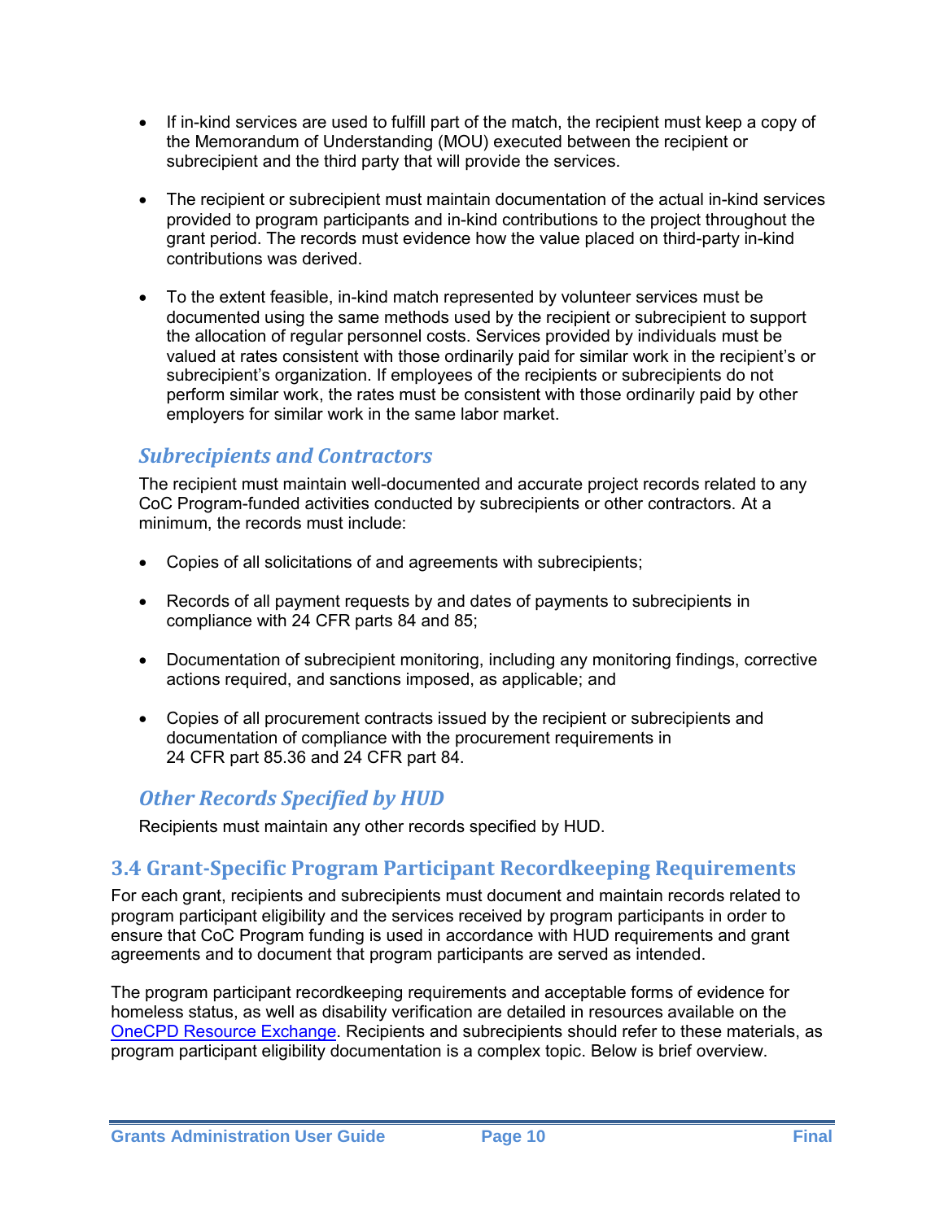- If in-kind services are used to fulfill part of the match, the recipient must keep a copy of the Memorandum of Understanding (MOU) executed between the recipient or subrecipient and the third party that will provide the services.

- The recipient or subrecipient must maintain documentation of the actual in-kind services provided to program participants and in-kind contributions to the project throughout the grant period. The records must evidence how the value placed on third-party in-kind contributions was derived.

- To the extent feasible, in-kind match represented by volunteer services must be documented using the same methods used by the recipient or subrecipient to support the allocation of regular personnel costs. Services provided by individuals must be valued at rates consistent with those ordinarily paid for similar work in the recipient's or subrecipient's organization. If employees of the recipients or subrecipients do not perform similar work, the rates must be consistent with those ordinarily paid by other employers for similar work in the same labor market.

### *Subrecipients and Contractors*

The recipient must maintain well-documented and accurate project records related to any CoC Program-funded activities conducted by subrecipients or other contractors. At a minimum, the records must include:

- Copies of all solicitations of and agreements with subrecipients;

- Records of all payment requests by and dates of payments to subrecipients in compliance with 24 CFR parts 84 and 85;

- Documentation of subrecipient monitoring, including any monitoring findings, corrective actions required, and sanctions imposed, as applicable; and

- Copies of all procurement contracts issued by the recipient or subrecipients and documentation of compliance with the procurement requirements in 24 CFR part 85.36 and 24 CFR part 84.

### *Other Records Specified by HUD*

Recipients must maintain any other records specified by HUD.

## 3.4 Grant-Specific Program Participant Recordkeeping Requirements

For each grant, recipients and subrecipients must document and maintain records related to program participant eligibility and the services received by program participants in order to ensure that CoC Program funding is used in accordance with HUD requirements and grant agreements and to document that program participants are served as intended.

The program participant recordkeeping requirements and acceptable forms of evidence for homeless status, as well as disability verification are detailed in resources available on the OneCPD Resource Exchange. Recipients and subrecipients should refer to these materials, as program participant eligibility documentation is a complex topic. Below is brief overview.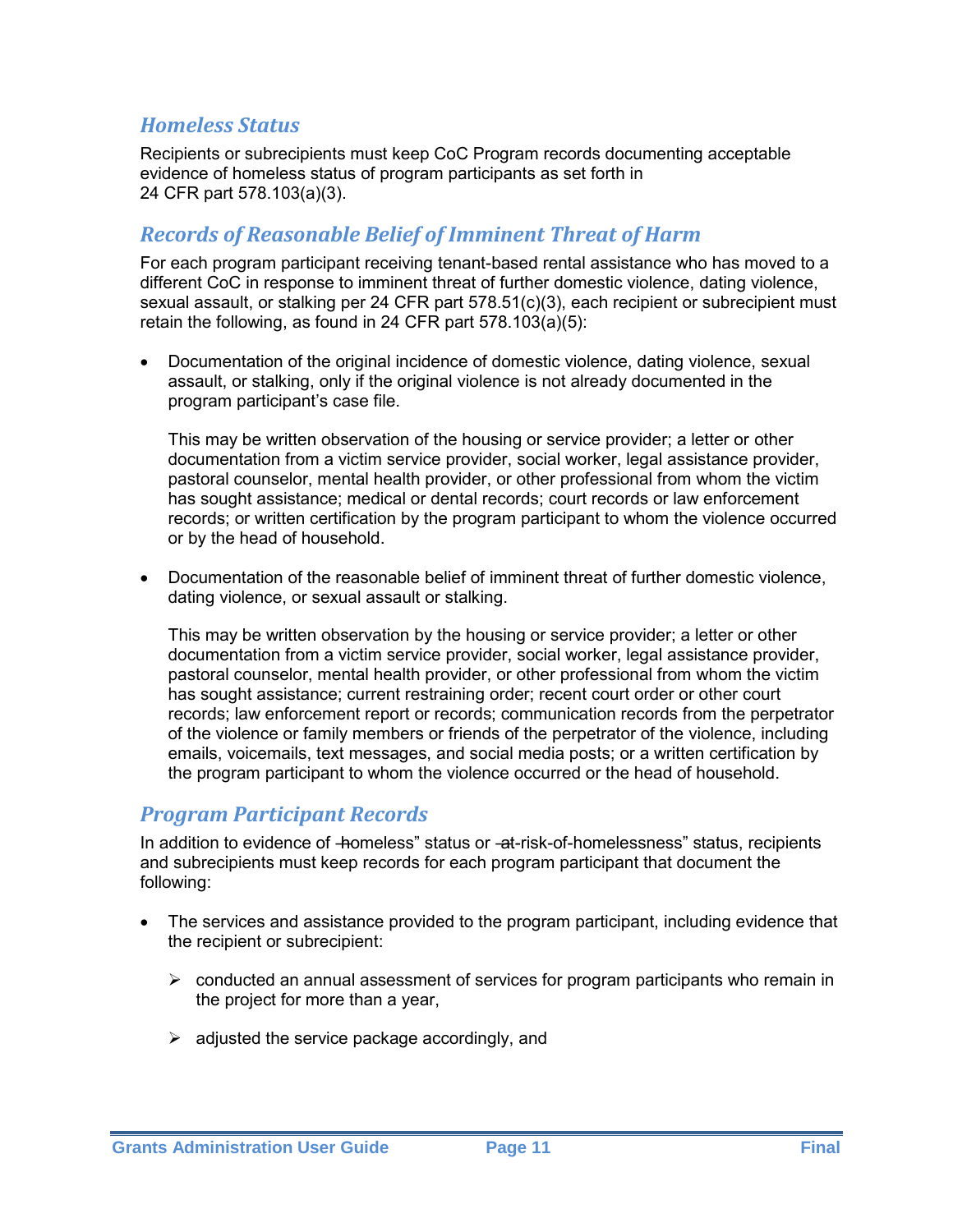### *Homeless Status*

Recipients or subrecipients must keep CoC Program records documenting acceptable evidence of homeless status of program participants as set forth in 24 CFR part 578.103(a)(3).

### *Records of Reasonable Belief of Imminent Threat of Harm*

For each program participant receiving tenant-based rental assistance who has moved to a different CoC in response to imminent threat of further domestic violence, dating violence, sexual assault, or stalking per 24 CFR part 578.51(c)(3), each recipient or subrecipient must retain the following, as found in 24 CFR part 578.103(a)(5):

- Documentation of the original incidence of domestic violence, dating violence, sexual assault, or stalking, only if the original violence is not already documented in the program participant's case file.

  This may be written observation of the housing or service provider; a letter or other documentation from a victim service provider, social worker, legal assistance provider, pastoral counselor, mental health provider, or other professional from whom the victim has sought assistance; medical or dental records; court records or law enforcement records; or written certification by the program participant to whom the violence occurred or by the head of household.

- Documentation of the reasonable belief of imminent threat of further domestic violence, dating violence, or sexual assault or stalking.

  This may be written observation by the housing or service provider; a letter or other documentation from a victim service provider, social worker, legal assistance provider, pastoral counselor, mental health provider, or other professional from whom the victim has sought assistance; current restraining order; recent court order or other court records; law enforcement report or records; communication records from the perpetrator of the violence or family members or friends of the perpetrator of the violence, including emails, voicemails, text messages, and social media posts; or a written certification by the program participant to whom the violence occurred or the head of household.

### *Program Participant Records*

In addition to evidence of "homeless" status or "at-risk-of-homelessness" status, recipients and subrecipients must keep records for each program participant that document the following:

- The services and assistance provided to the program participant, including evidence that the recipient or subrecipient:
  - conducted an annual assessment of services for program participants who remain in the project for more than a year,
  - adjusted the service package accordingly, and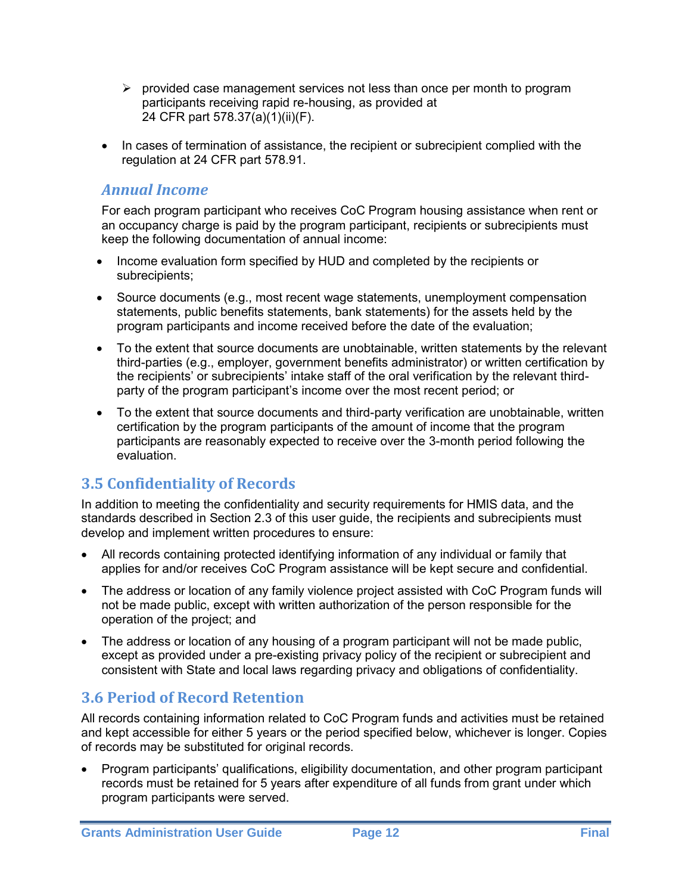- provided case management services not less than once per month to program participants receiving rapid re-housing, as provided at 24 CFR part 578.37(a)(1)(ii)(F).

- In cases of termination of assistance, the recipient or subrecipient complied with the regulation at 24 CFR part 578.91.

### *Annual Income*

For each program participant who receives CoC Program housing assistance when rent or an occupancy charge is paid by the program participant, recipients or subrecipients must keep the following documentation of annual income:

- Income evaluation form specified by HUD and completed by the recipients or subrecipients;
- Source documents (e.g., most recent wage statements, unemployment compensation statements, public benefits statements, bank statements) for the assets held by the program participants and income received before the date of the evaluation;
- To the extent that source documents are unobtainable, written statements by the relevant third-parties (e.g., employer, government benefits administrator) or written certification by the recipients' or subrecipients' intake staff of the oral verification by the relevant third-party of the program participant's income over the most recent period; or
- To the extent that source documents and third-party verification are unobtainable, written certification by the program participants of the amount of income that the program participants are reasonably expected to receive over the 3-month period following the evaluation.

## 3.5 Confidentiality of Records

In addition to meeting the confidentiality and security requirements for HMIS data, and the standards described in Section 2.3 of this user guide, the recipients and subrecipients must develop and implement written procedures to ensure:

- All records containing protected identifying information of any individual or family that applies for and/or receives CoC Program assistance will be kept secure and confidential.
- The address or location of any family violence project assisted with CoC Program funds will not be made public, except with written authorization of the person responsible for the operation of the project; and
- The address or location of any housing of a program participant will not be made public, except as provided under a pre-existing privacy policy of the recipient or subrecipient and consistent with State and local laws regarding privacy and obligations of confidentiality.

## 3.6 Period of Record Retention

All records containing information related to CoC Program funds and activities must be retained and kept accessible for either 5 years or the period specified below, whichever is longer. Copies of records may be substituted for original records.

- Program participants' qualifications, eligibility documentation, and other program participant records must be retained for 5 years after expenditure of all funds from grant under which program participants were served.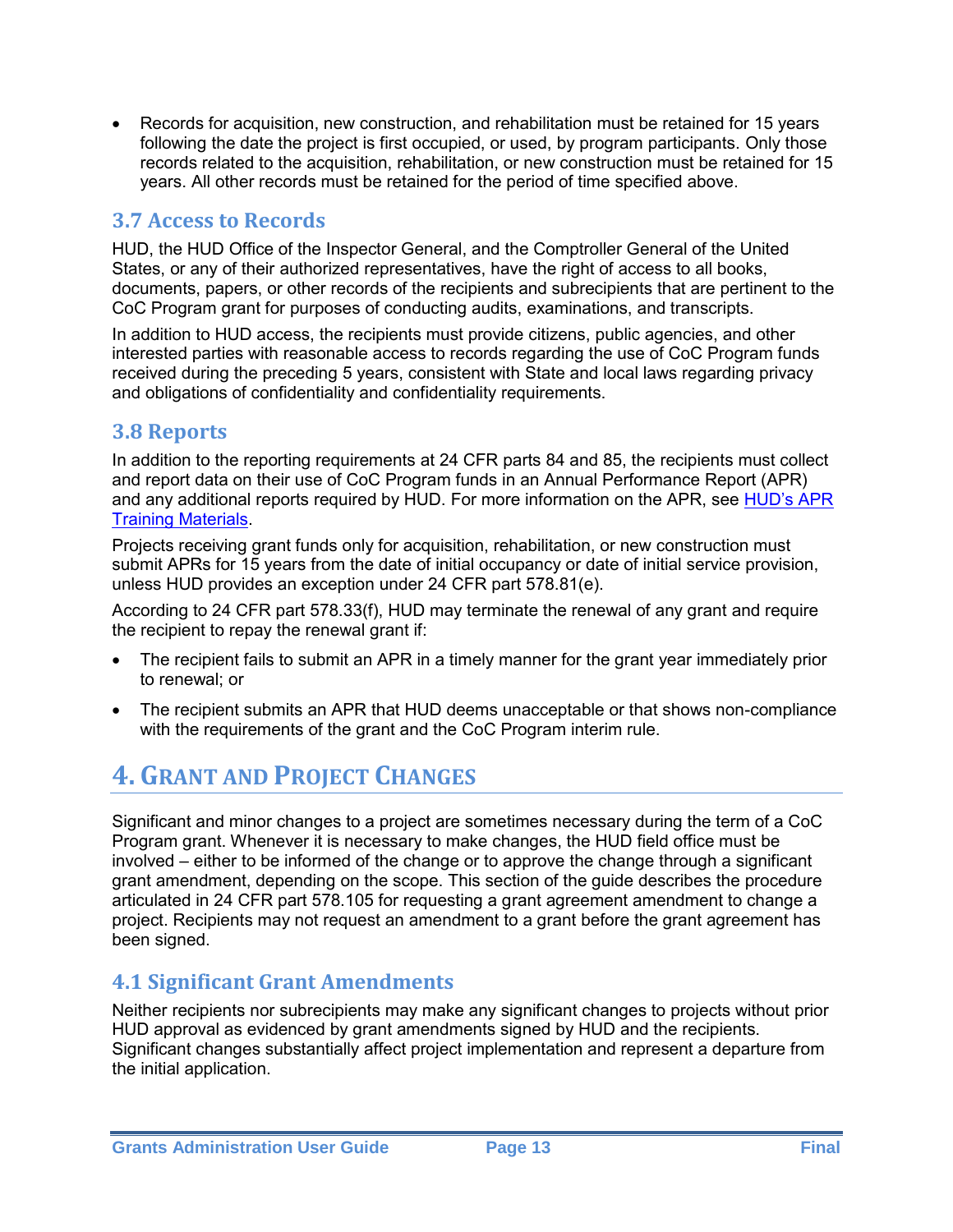- Records for acquisition, new construction, and rehabilitation must be retained for 15 years following the date the project is first occupied, or used, by program participants. Only those records related to the acquisition, rehabilitation, or new construction must be retained for 15 years. All other records must be retained for the period of time specified above.

### 3.7 Access to Records

HUD, the HUD Office of the Inspector General, and the Comptroller General of the United States, or any of their authorized representatives, have the right of access to all books, documents, papers, or other records of the recipients and subrecipients that are pertinent to the CoC Program grant for purposes of conducting audits, examinations, and transcripts.

In addition to HUD access, the recipients must provide citizens, public agencies, and other interested parties with reasonable access to records regarding the use of CoC Program funds received during the preceding 5 years, consistent with State and local laws regarding privacy and obligations of confidentiality and confidentiality requirements.

### 3.8 Reports

In addition to the reporting requirements at 24 CFR parts 84 and 85, the recipients must collect and report data on their use of CoC Program funds in an Annual Performance Report (APR) and any additional reports required by HUD. For more information on the APR, see [HUD's APR Training Materials](#).

Projects receiving grant funds only for acquisition, rehabilitation, or new construction must submit APRs for 15 years from the date of initial occupancy or date of initial service provision, unless HUD provides an exception under 24 CFR part 578.81(e).

According to 24 CFR part 578.33(f), HUD may terminate the renewal of any grant and require the recipient to repay the renewal grant if:

- The recipient fails to submit an APR in a timely manner for the grant year immediately prior to renewal; or
- The recipient submits an APR that HUD deems unacceptable or that shows non-compliance with the requirements of the grant and the CoC Program interim rule.

## 4. Grant and Project Changes

Significant and minor changes to a project are sometimes necessary during the term of a CoC Program grant. Whenever it is necessary to make changes, the HUD field office must be involved – either to be informed of the change or to approve the change through a significant grant amendment, depending on the scope. This section of the guide describes the procedure articulated in 24 CFR part 578.105 for requesting a grant agreement amendment to change a project. Recipients may not request an amendment to a grant before the grant agreement has been signed.

### 4.1 Significant Grant Amendments

Neither recipients nor subrecipients may make any significant changes to projects without prior HUD approval as evidenced by grant amendments signed by HUD and the recipients. Significant changes substantially affect project implementation and represent a departure from the initial application.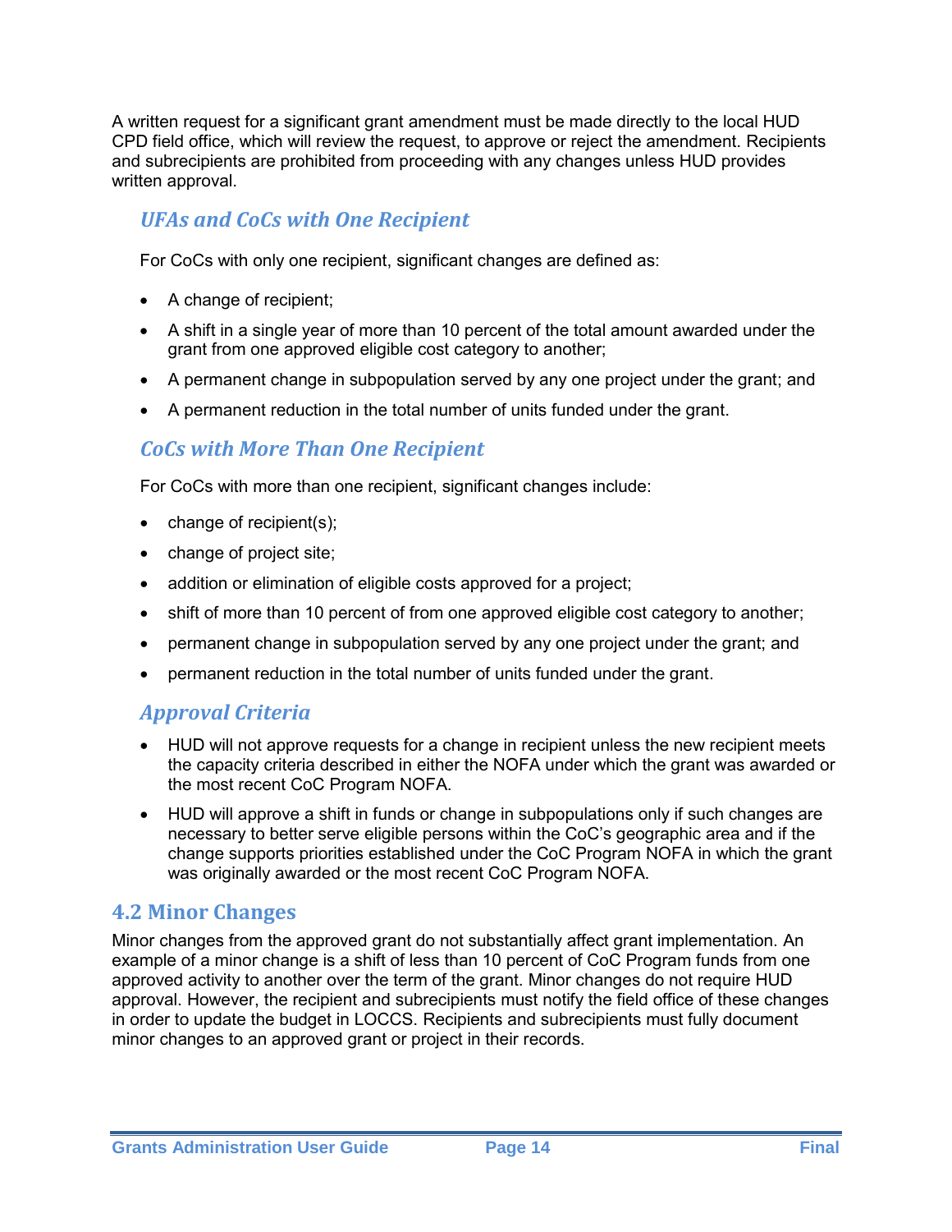A written request for a significant grant amendment must be made directly to the local HUD CPD field office, which will review the request, to approve or reject the amendment. Recipients and subrecipients are prohibited from proceeding with any changes unless HUD provides written approval.

### *UFAs and CoCs with One Recipient*

For CoCs with only one recipient, significant changes are defined as:

- A change of recipient;
- A shift in a single year of more than 10 percent of the total amount awarded under the grant from one approved eligible cost category to another;
- A permanent change in subpopulation served by any one project under the grant; and
- A permanent reduction in the total number of units funded under the grant.

### *CoCs with More Than One Recipient*

For CoCs with more than one recipient, significant changes include:

- change of recipient(s);
- change of project site;
- addition or elimination of eligible costs approved for a project;
- shift of more than 10 percent of from one approved eligible cost category to another;
- permanent change in subpopulation served by any one project under the grant; and
- permanent reduction in the total number of units funded under the grant.

### *Approval Criteria*

- HUD will not approve requests for a change in recipient unless the new recipient meets the capacity criteria described in either the NOFA under which the grant was awarded or the most recent CoC Program NOFA.
- HUD will approve a shift in funds or change in subpopulations only if such changes are necessary to better serve eligible persons within the CoC's geographic area and if the change supports priorities established under the CoC Program NOFA in which the grant was originally awarded or the most recent CoC Program NOFA.

## 4.2 Minor Changes

Minor changes from the approved grant do not substantially affect grant implementation. An example of a minor change is a shift of less than 10 percent of CoC Program funds from one approved activity to another over the term of the grant. Minor changes do not require HUD approval. However, the recipient and subrecipients must notify the field office of these changes in order to update the budget in LOCCS. Recipients and subrecipients must fully document minor changes to an approved grant or project in their records.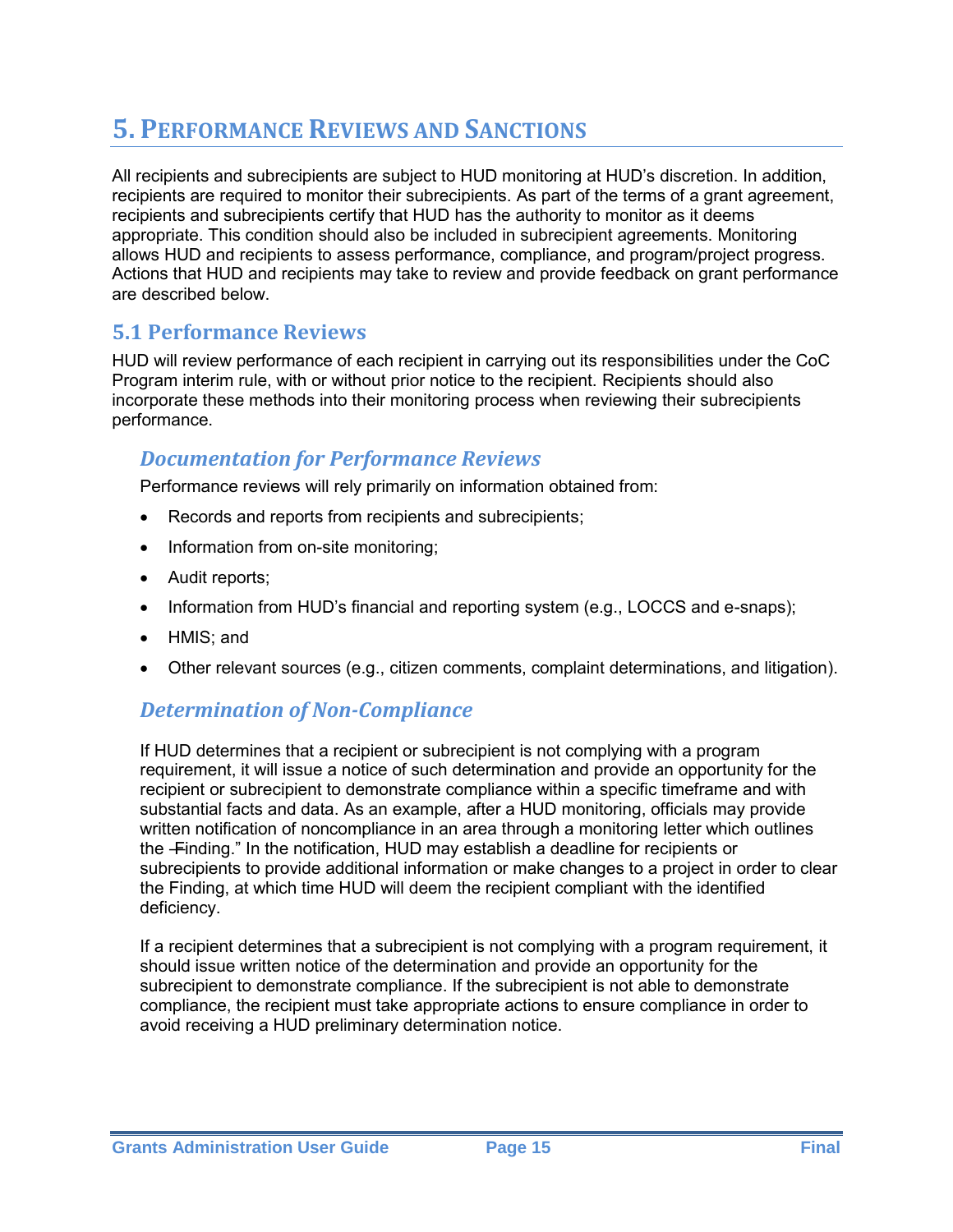# 5. Performance Reviews and Sanctions

All recipients and subrecipients are subject to HUD monitoring at HUD's discretion. In addition, recipients are required to monitor their subrecipients. As part of the terms of a grant agreement, recipients and subrecipients certify that HUD has the authority to monitor as it deems appropriate. This condition should also be included in subrecipient agreements. Monitoring allows HUD and recipients to assess performance, compliance, and program/project progress. Actions that HUD and recipients may take to review and provide feedback on grant performance are described below.

## 5.1 Performance Reviews

HUD will review performance of each recipient in carrying out its responsibilities under the CoC Program interim rule, with or without prior notice to the recipient. Recipients should also incorporate these methods into their monitoring process when reviewing their subrecipients performance.

### *Documentation for Performance Reviews*

Performance reviews will rely primarily on information obtained from:

- Records and reports from recipients and subrecipients;
- Information from on-site monitoring;
- Audit reports;
- Information from HUD's financial and reporting system (e.g., LOCCS and e-snaps);
- HMIS; and
- Other relevant sources (e.g., citizen comments, complaint determinations, and litigation).

### *Determination of Non-Compliance*

If HUD determines that a recipient or subrecipient is not complying with a program requirement, it will issue a notice of such determination and provide an opportunity for the recipient or subrecipient to demonstrate compliance within a specific timeframe and with substantial facts and data. As an example, after a HUD monitoring, officials may provide written notification of noncompliance in an area through a monitoring letter which outlines the "Finding." In the notification, HUD may establish a deadline for recipients or subrecipients to provide additional information or make changes to a project in order to clear the Finding, at which time HUD will deem the recipient compliant with the identified deficiency.

If a recipient determines that a subrecipient is not complying with a program requirement, it should issue written notice of the determination and provide an opportunity for the subrecipient to demonstrate compliance. If the subrecipient is not able to demonstrate compliance, the recipient must take appropriate actions to ensure compliance in order to avoid receiving a HUD preliminary determination notice.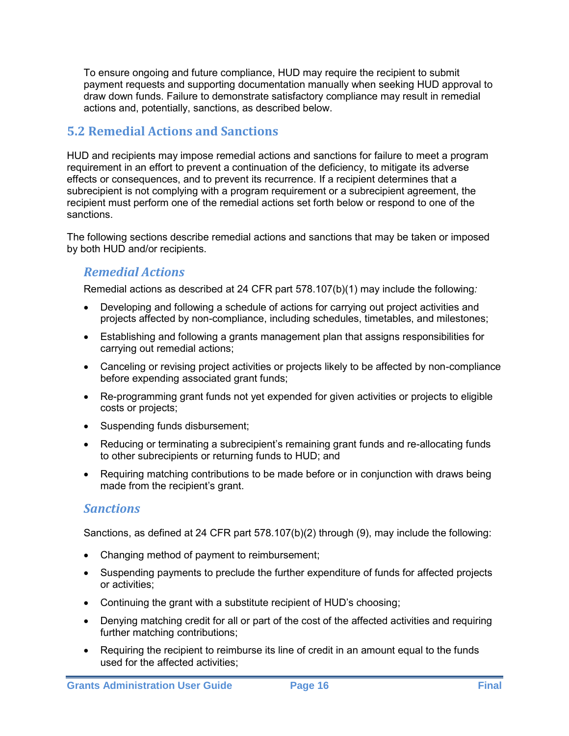To ensure ongoing and future compliance, HUD may require the recipient to submit payment requests and supporting documentation manually when seeking HUD approval to draw down funds. Failure to demonstrate satisfactory compliance may result in remedial actions and, potentially, sanctions, as described below.

## 5.2 Remedial Actions and Sanctions

HUD and recipients may impose remedial actions and sanctions for failure to meet a program requirement in an effort to prevent a continuation of the deficiency, to mitigate its adverse effects or consequences, and to prevent its recurrence. If a recipient determines that a subrecipient is not complying with a program requirement or a subrecipient agreement, the recipient must perform one of the remedial actions set forth below or respond to one of the sanctions.

The following sections describe remedial actions and sanctions that may be taken or imposed by both HUD and/or recipients.

### *Remedial Actions*

Remedial actions as described at 24 CFR part 578.107(b)(1) may include the following*:*

- Developing and following a schedule of actions for carrying out project activities and projects affected by non-compliance, including schedules, timetables, and milestones;
- Establishing and following a grants management plan that assigns responsibilities for carrying out remedial actions;
- Canceling or revising project activities or projects likely to be affected by non-compliance before expending associated grant funds;
- Re-programming grant funds not yet expended for given activities or projects to eligible costs or projects;
- Suspending funds disbursement;
- Reducing or terminating a subrecipient's remaining grant funds and re-allocating funds to other subrecipients or returning funds to HUD; and
- Requiring matching contributions to be made before or in conjunction with draws being made from the recipient's grant.

### *Sanctions*

Sanctions, as defined at 24 CFR part 578.107(b)(2) through (9), may include the following:

- Changing method of payment to reimbursement;
- Suspending payments to preclude the further expenditure of funds for affected projects or activities;
- Continuing the grant with a substitute recipient of HUD's choosing;
- Denying matching credit for all or part of the cost of the affected activities and requiring further matching contributions;
- Requiring the recipient to reimburse its line of credit in an amount equal to the funds used for the affected activities;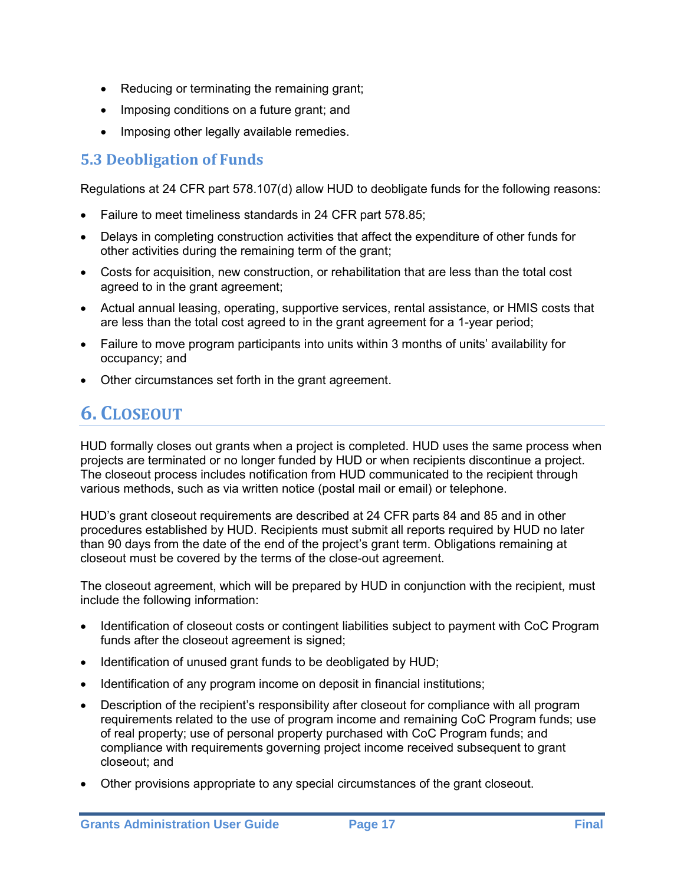- Reducing or terminating the remaining grant;
- Imposing conditions on a future grant; and
- Imposing other legally available remedies.

### 5.3 Deobligation of Funds

Regulations at 24 CFR part 578.107(d) allow HUD to deobligate funds for the following reasons:

- Failure to meet timeliness standards in 24 CFR part 578.85;
- Delays in completing construction activities that affect the expenditure of other funds for other activities during the remaining term of the grant;
- Costs for acquisition, new construction, or rehabilitation that are less than the total cost agreed to in the grant agreement;
- Actual annual leasing, operating, supportive services, rental assistance, or HMIS costs that are less than the total cost agreed to in the grant agreement for a 1-year period;
- Failure to move program participants into units within 3 months of units' availability for occupancy; and
- Other circumstances set forth in the grant agreement.

## 6. Closeout

HUD formally closes out grants when a project is completed. HUD uses the same process when projects are terminated or no longer funded by HUD or when recipients discontinue a project. The closeout process includes notification from HUD communicated to the recipient through various methods, such as via written notice (postal mail or email) or telephone.

HUD's grant closeout requirements are described at 24 CFR parts 84 and 85 and in other procedures established by HUD. Recipients must submit all reports required by HUD no later than 90 days from the date of the end of the project's grant term. Obligations remaining at closeout must be covered by the terms of the close-out agreement.

The closeout agreement, which will be prepared by HUD in conjunction with the recipient, must include the following information:

- Identification of closeout costs or contingent liabilities subject to payment with CoC Program funds after the closeout agreement is signed;
- Identification of unused grant funds to be deobligated by HUD;
- Identification of any program income on deposit in financial institutions;
- Description of the recipient's responsibility after closeout for compliance with all program requirements related to the use of program income and remaining CoC Program funds; use of real property; use of personal property purchased with CoC Program funds; and compliance with requirements governing project income received subsequent to grant closeout; and
- Other provisions appropriate to any special circumstances of the grant closeout.